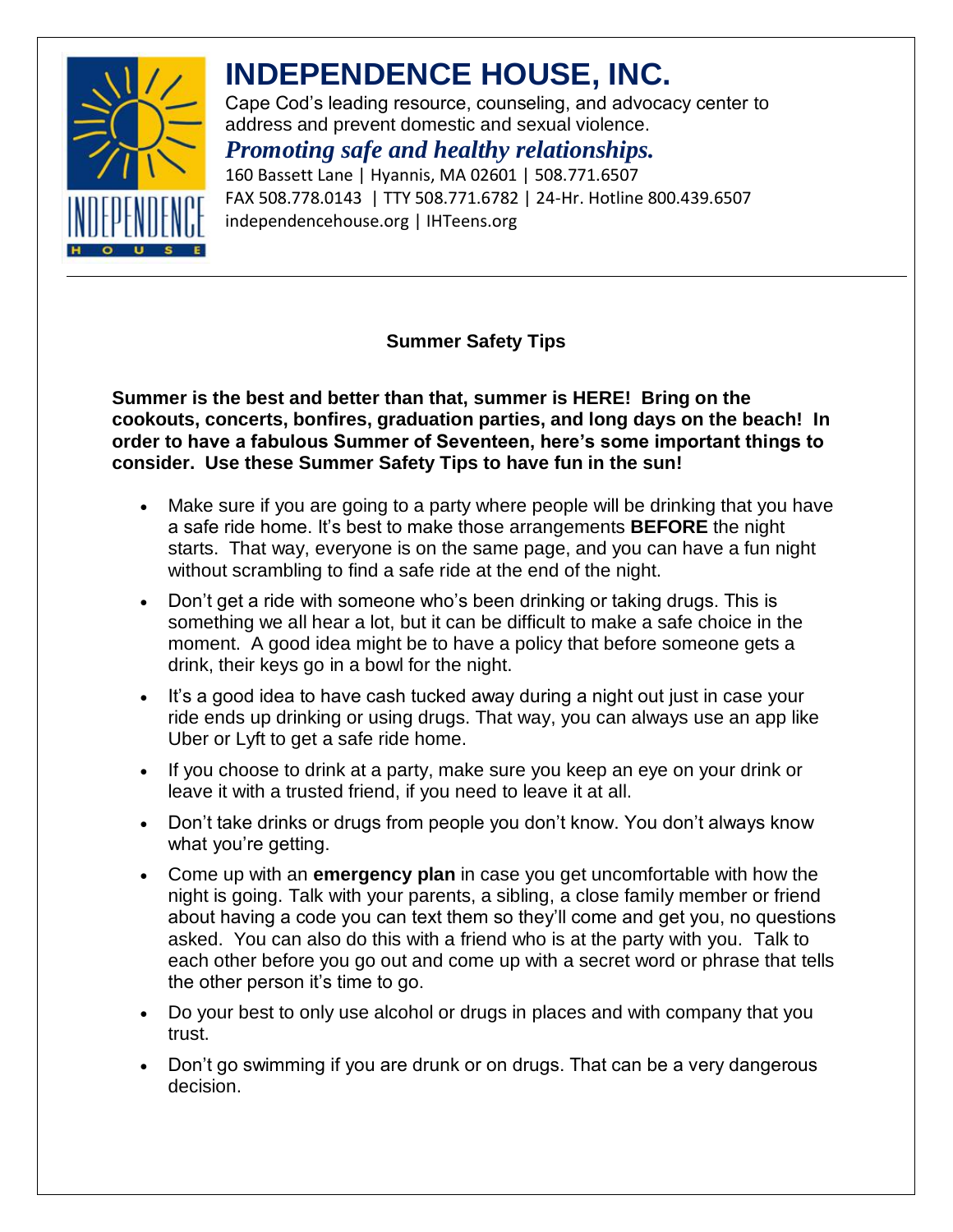# INDEPENDENCE HOUSE, INC.

Cape Cod's leading resource, counseling, and advocacy center to address and prevent domestic and sexual violence.

***Promoting safe and healthy relationships.***

160 Bassett Lane | Hyannis, MA 02601 | 508.771.6507
FAX 508.778.0143 | TTY 508.771.6782 | 24-Hr. Hotline 800.439.6507
independencehouse.org | IHTeens.org

---

## Summer Safety Tips

**Summer is the best and better than that, summer is HERE! Bring on the cookouts, concerts, bonfires, graduation parties, and long days on the beach! In order to have a fabulous Summer of Seventeen, here's some important things to consider. Use these Summer Safety Tips to have fun in the sun!**

- Make sure if you are going to a party where people will be drinking that you have a safe ride home. It's best to make those arrangements **BEFORE** the night starts. That way, everyone is on the same page, and you can have a fun night without scrambling to find a safe ride at the end of the night.
- Don't get a ride with someone who's been drinking or taking drugs. This is something we all hear a lot, but it can be difficult to make a safe choice in the moment. A good idea might be to have a policy that before someone gets a drink, their keys go in a bowl for the night.
- It's a good idea to have cash tucked away during a night out just in case your ride ends up drinking or using drugs. That way, you can always use an app like Uber or Lyft to get a safe ride home.
- If you choose to drink at a party, make sure you keep an eye on your drink or leave it with a trusted friend, if you need to leave it at all.
- Don't take drinks or drugs from people you don't know. You don't always know what you're getting.
- Come up with an **emergency plan** in case you get uncomfortable with how the night is going. Talk with your parents, a sibling, a close family member or friend about having a code you can text them so they'll come and get you, no questions asked. You can also do this with a friend who is at the party with you. Talk to each other before you go out and come up with a secret word or phrase that tells the other person it's time to go.
- Do your best to only use alcohol or drugs in places and with company that you trust.
- Don't go swimming if you are drunk or on drugs. That can be a very dangerous decision.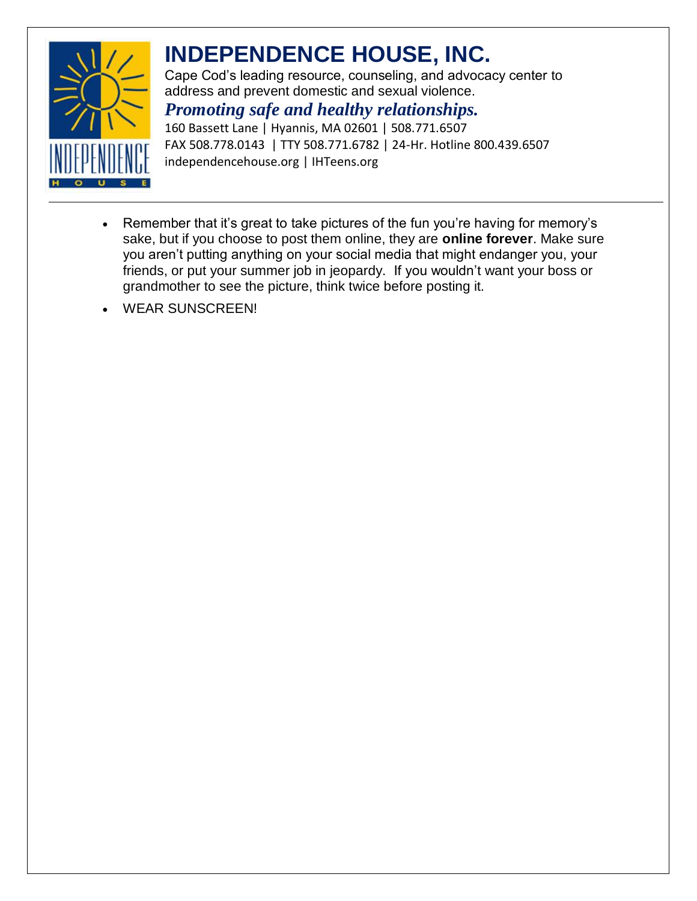# INDEPENDENCE HOUSE, INC.

Cape Cod's leading resource, counseling, and advocacy center to address and prevent domestic and sexual violence.

***Promoting safe and healthy relationships.***

160 Bassett Lane | Hyannis, MA 02601 | 508.771.6507
FAX 508.778.0143 | TTY 508.771.6782 | 24-Hr. Hotline 800.439.6507
independencehouse.org | IHTeens.org

---

- Remember that it's great to take pictures of the fun you're having for memory's sake, but if you choose to post them online, they are **online forever**. Make sure you aren't putting anything on your social media that might endanger you, your friends, or put your summer job in jeopardy. If you wouldn't want your boss or grandmother to see the picture, think twice before posting it.
- WEAR SUNSCREEN!